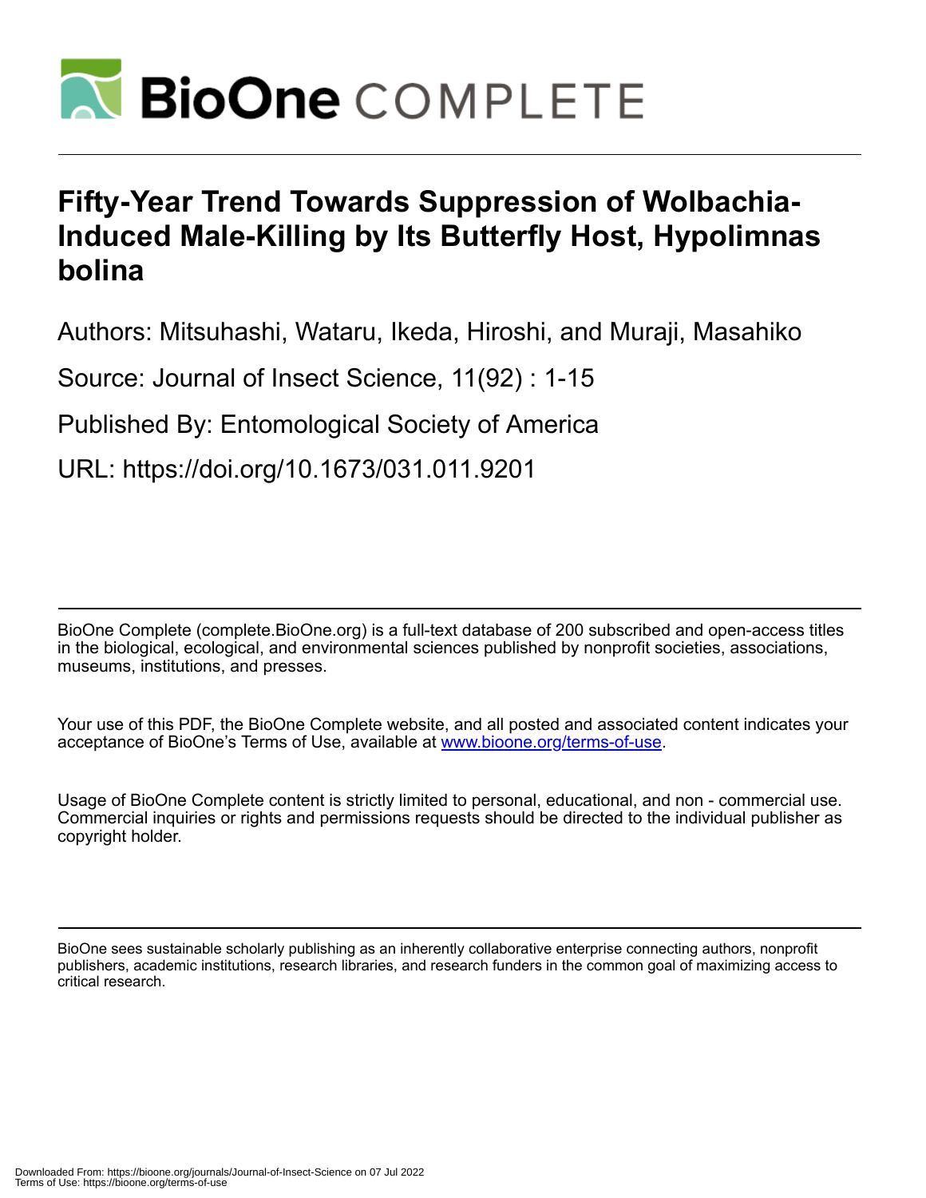# Fifty-Year Trend Towards Suppression of Wolbachia-Induced Male-Killing by Its Butterfly Host, Hypolimnas bolina

Authors: Mitsuhashi, Wataru, Ikeda, Hiroshi, and Muraji, Masahiko

Source: Journal of Insect Science, 11(92) : 1-15

Published By: Entomological Society of America

URL: https://doi.org/10.1673/031.011.9201

BioOne Complete (complete.BioOne.org) is a full-text database of 200 subscribed and open-access titles in the biological, ecological, and environmental sciences published by nonprofit societies, associations, museums, institutions, and presses.

Your use of this PDF, the BioOne Complete website, and all posted and associated content indicates your acceptance of BioOne's Terms of Use, available at www.bioone.org/terms-of-use.

Usage of BioOne Complete content is strictly limited to personal, educational, and non - commercial use. Commercial inquiries or rights and permissions requests should be directed to the individual publisher as copyright holder.

BioOne sees sustainable scholarly publishing as an inherently collaborative enterprise connecting authors, nonprofit publishers, academic institutions, research libraries, and research funders in the common goal of maximizing access to critical research.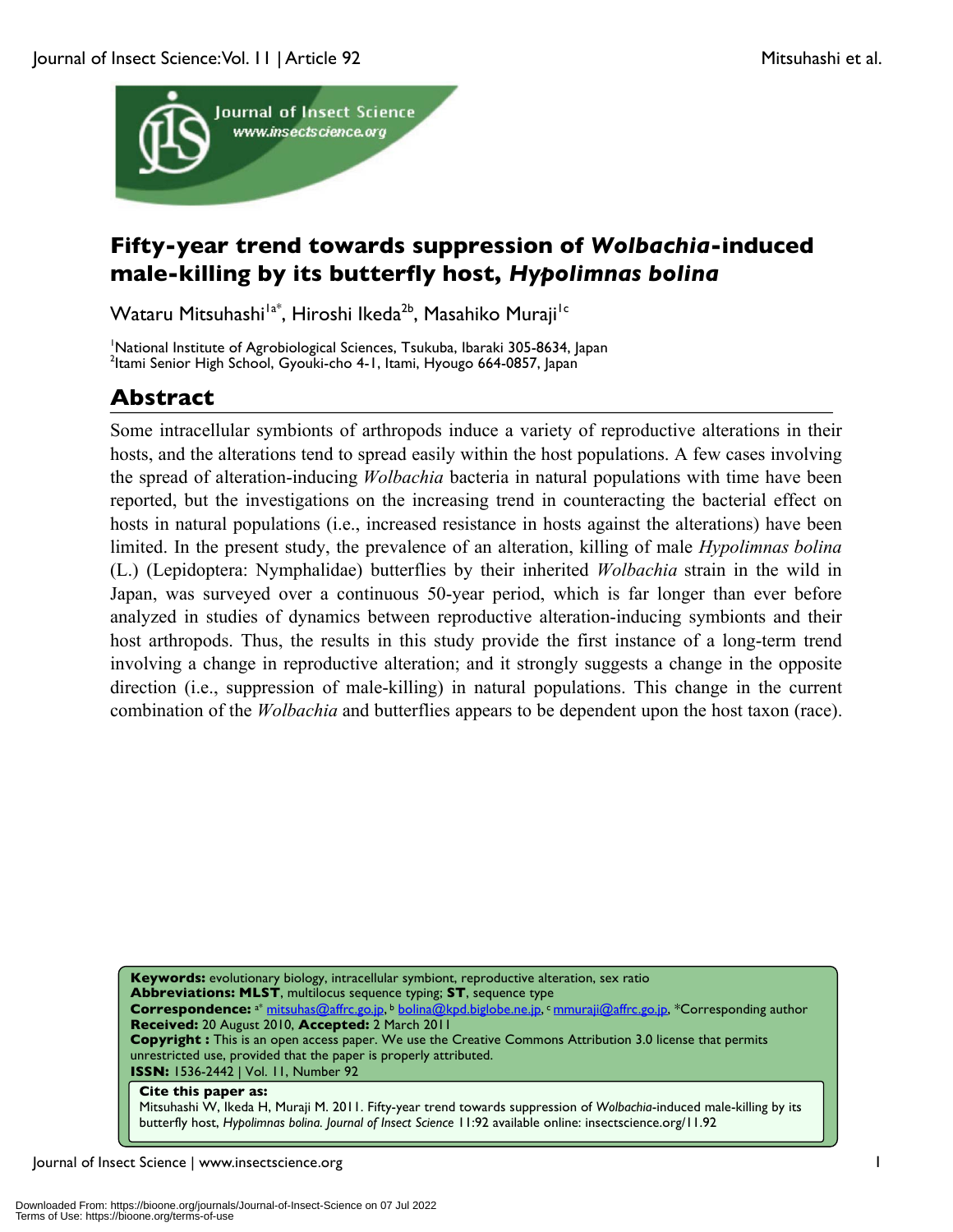# Fifty-year trend towards suppression of *Wolbachia*-induced male-killing by its butterfly host, *Hypolimnas bolina*

Wataru Mitsuhashi[1a*], Hiroshi Ikeda[2b], Masahiko Muraji[1c]

[1]National Institute of Agrobiological Sciences, Tsukuba, Ibaraki 305-8634, Japan
[2]Itami Senior High School, Gyouki-cho 4-1, Itami, Hyougo 664-0857, Japan

## Abstract

Some intracellular symbionts of arthropods induce a variety of reproductive alterations in their hosts, and the alterations tend to spread easily within the host populations. A few cases involving the spread of alteration-inducing *Wolbachia* bacteria in natural populations with time have been reported, but the investigations on the increasing trend in counteracting the bacterial effect on hosts in natural populations (i.e., increased resistance in hosts against the alterations) have been limited. In the present study, the prevalence of an alteration, killing of male *Hypolimnas bolina* (L.) (Lepidoptera: Nymphalidae) butterflies by their inherited *Wolbachia* strain in the wild in Japan, was surveyed over a continuous 50-year period, which is far longer than ever before analyzed in studies of dynamics between reproductive alteration-inducing symbionts and their host arthropods. Thus, the results in this study provide the first instance of a long-term trend involving a change in reproductive alteration; and it strongly suggests a change in the opposite direction (i.e., suppression of male-killing) in natural populations. This change in the current combination of the *Wolbachia* and butterflies appears to be dependent upon the host taxon (race).

**Keywords:** evolutionary biology, intracellular symbiont, reproductive alteration, sex ratio
**Abbreviations: MLST**, multilocus sequence typing; **ST**, sequence type
**Correspondence:** [a*] mitsuhas@affrc.go.jp, [b] bolina@kpd.biglobe.ne.jp, [c] mmuraji@affrc.go.jp, *Corresponding author
**Received:** 20 August 2010, **Accepted:** 2 March 2011
**Copyright :** This is an open access paper. We use the Creative Commons Attribution 3.0 license that permits unrestricted use, provided that the paper is properly attributed.
**ISSN:** 1536-2442 | Vol. 11, Number 92

**Cite this paper as:**
Mitsuhashi W, Ikeda H, Muraji M. 2011. Fifty-year trend towards suppression of *Wolbachia*-induced male-killing by its butterfly host, *Hypolimnas bolina. Journal of Insect Science* 11:92 available online: insectscience.org/11.92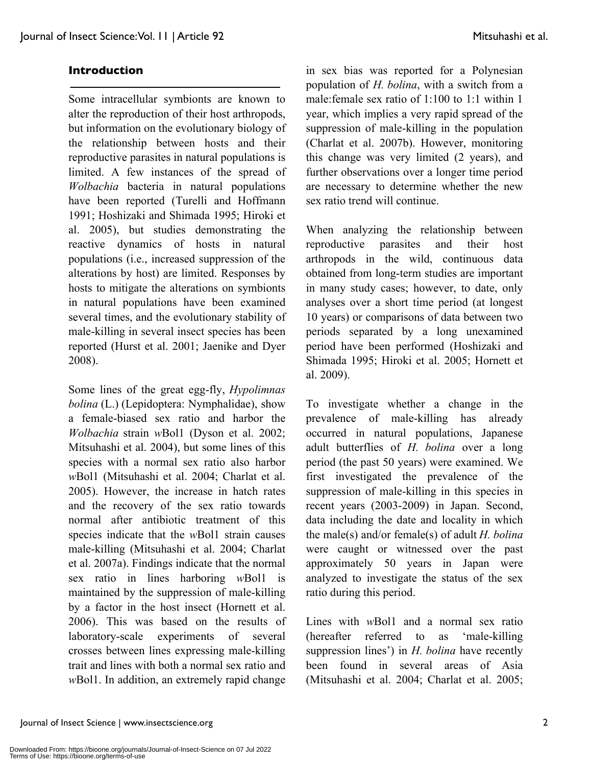## Introduction

Some intracellular symbionts are known to alter the reproduction of their host arthropods, but information on the evolutionary biology of the relationship between hosts and their reproductive parasites in natural populations is limited. A few instances of the spread of *Wolbachia* bacteria in natural populations have been reported (Turelli and Hoffmann 1991; Hoshizaki and Shimada 1995; Hiroki et al. 2005), but studies demonstrating the reactive dynamics of hosts in natural populations (i.e., increased suppression of the alterations by host) are limited. Responses by hosts to mitigate the alterations on symbionts in natural populations have been examined several times, and the evolutionary stability of male-killing in several insect species has been reported (Hurst et al. 2001; Jaenike and Dyer 2008).

Some lines of the great egg-fly, *Hypolimnas bolina* (L.) (Lepidoptera: Nymphalidae), show a female-biased sex ratio and harbor the *Wolbachia* strain *w*Bol1 (Dyson et al. 2002; Mitsuhashi et al. 2004), but some lines of this species with a normal sex ratio also harbor *w*Bol1 (Mitsuhashi et al. 2004; Charlat et al. 2005). However, the increase in hatch rates and the recovery of the sex ratio towards normal after antibiotic treatment of this species indicate that the *w*Bol1 strain causes male-killing (Mitsuhashi et al. 2004; Charlat et al. 2007a). Findings indicate that the normal sex ratio in lines harboring *w*Bol1 is maintained by the suppression of male-killing by a factor in the host insect (Hornett et al. 2006). This was based on the results of laboratory-scale experiments of several crosses between lines expressing male-killing trait and lines with both a normal sex ratio and *w*Bol1. In addition, an extremely rapid change in sex bias was reported for a Polynesian population of *H. bolina*, with a switch from a male:female sex ratio of 1:100 to 1:1 within 1 year, which implies a very rapid spread of the suppression of male-killing in the population (Charlat et al. 2007b). However, monitoring this change was very limited (2 years), and further observations over a longer time period are necessary to determine whether the new sex ratio trend will continue.

When analyzing the relationship between reproductive parasites and their host arthropods in the wild, continuous data obtained from long-term studies are important in many study cases; however, to date, only analyses over a short time period (at longest 10 years) or comparisons of data between two periods separated by a long unexamined period have been performed (Hoshizaki and Shimada 1995; Hiroki et al. 2005; Hornett et al. 2009).

To investigate whether a change in the prevalence of male-killing has already occurred in natural populations, Japanese adult butterflies of *H. bolina* over a long period (the past 50 years) were examined. We first investigated the prevalence of the suppression of male-killing in this species in recent years (2003-2009) in Japan. Second, data including the date and locality in which the male(s) and/or female(s) of adult *H. bolina* were caught or witnessed over the past approximately 50 years in Japan were analyzed to investigate the status of the sex ratio during this period.

Lines with *w*Bol1 and a normal sex ratio (hereafter referred to as 'male-killing suppression lines') in *H. bolina* have recently been found in several areas of Asia (Mitsuhashi et al. 2004; Charlat et al. 2005;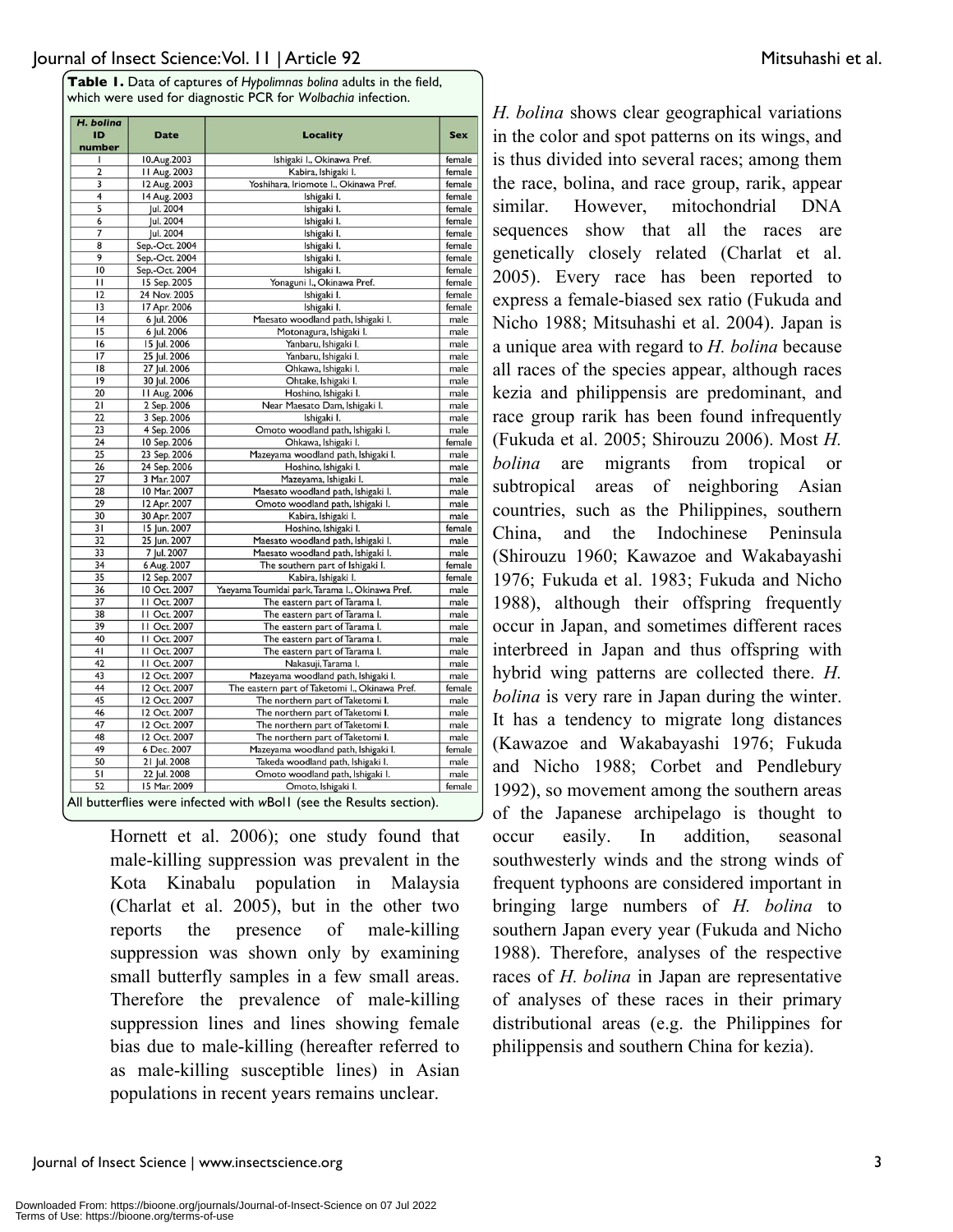**Table 1.** Data of captures of *Hypolimnas bolina* adults in the field, which were used for diagnostic PCR for *Wolbachia* infection.

| *H. bolina* ID number | Date | Locality | Sex |
|---|---|---|---|
| 1 | 10.Aug.2003 | Ishigaki I., Okinawa Pref. | female |
| 2 | 11 Aug. 2003 | Kabira, Ishigaki I. | female |
| 3 | 12 Aug. 2003 | Yoshihara, Iriomote I., Okinawa Pref. | female |
| 4 | 14 Aug. 2003 | Ishigaki I. | female |
| 5 | Jul. 2004 | Ishigaki I. | female |
| 6 | Jul. 2004 | Ishigaki I. | female |
| 7 | Jul. 2004 | Ishigaki I. | female |
| 8 | Sep.-Oct. 2004 | Ishigaki I. | female |
| 9 | Sep.-Oct. 2004 | Ishigaki I. | female |
| 10 | Sep.-Oct. 2004 | Ishigaki I. | female |
| 11 | 15 Sep. 2005 | Yonaguni I., Okinawa Pref. | female |
| 12 | 24 Nov. 2005 | Ishigaki I. | female |
| 13 | 17 Apr. 2006 | Ishigaki I. | female |
| 14 | 6 Jul. 2006 | Maesato woodland path, Ishigaki I. | male |
| 15 | 6 Jul. 2006 | Motonagura, Ishigaki I. | male |
| 16 | 15 Jul. 2006 | Yanbaru, Ishigaki I. | male |
| 17 | 25 Jul. 2006 | Yanbaru, Ishigaki I. | male |
| 18 | 27 Jul. 2006 | Ohkawa, Ishigaki I. | male |
| 19 | 30 Jul. 2006 | Ohtake, Ishigaki I. | male |
| 20 | 11 Aug. 2006 | Hoshino, Ishigaki I. | male |
| 21 | 2 Sep. 2006 | Near Maesato Dam, Ishigaki I. | male |
| 22 | 3 Sep. 2006 | Ishigaki I. | male |
| 23 | 4 Sep. 2006 | Omoto woodland path, Ishigaki I. | male |
| 24 | 10 Sep. 2006 | Ohkawa, Ishigaki I. | female |
| 25 | 23 Sep. 2006 | Mazeyama woodland path, Ishigaki I. | male |
| 26 | 24 Sep. 2006 | Hoshino, Ishigaki I. | male |
| 27 | 3 Mar. 2007 | Mazeyama, Ishigaki I. | male |
| 28 | 10 Mar. 2007 | Maesato woodland path, Ishigaki I. | male |
| 29 | 12 Apr. 2007 | Omoto woodland path, Ishigaki I. | male |
| 30 | 30 Apr. 2007 | Kabira, Ishigaki I. | male |
| 31 | 15 Jun. 2007 | Hoshino, Ishigaki I. | female |
| 32 | 25 Jun. 2007 | Maesato woodland path, Ishigaki I. | male |
| 33 | 7 Jul. 2007 | Maesato woodland path, Ishigaki I. | male |
| 34 | 6 Aug. 2007 | The southern part of Ishigaki I. | female |
| 35 | 12 Sep. 2007 | Kabira, Ishigaki I. | female |
| 36 | 10 Oct. 2007 | Yaeyama Toumidai park, Tarama I., Okinawa Pref. | male |
| 37 | 11 Oct. 2007 | The eastern part of Tarama I. | male |
| 38 | 11 Oct. 2007 | The eastern part of Tarama I. | male |
| 39 | 11 Oct. 2007 | The eastern part of Tarama I. | male |
| 40 | 11 Oct. 2007 | The eastern part of Tarama I. | male |
| 41 | 11 Oct. 2007 | The eastern part of Tarama I. | male |
| 42 | 11 Oct. 2007 | Nakasuji, Tarama I. | male |
| 43 | 12 Oct. 2007 | Mazeyama woodland path, Ishigaki I. | male |
| 44 | 12 Oct. 2007 | The eastern part of Taketomi I., Okinawa Pref. | female |
| 45 | 12 Oct. 2007 | The northern part of Taketomi I. | male |
| 46 | 12 Oct. 2007 | The northern part of Taketomi I. | male |
| 47 | 12 Oct. 2007 | The northern part of Taketomi I. | male |
| 48 | 12 Oct. 2007 | The northern part of Taketomi I. | male |
| 49 | 6 Dec. 2007 | Mazeyama woodland path, Ishigaki I. | female |
| 50 | 21 Jul. 2008 | Takeda woodland path, Ishigaki I. | male |
| 51 | 22 Jul. 2008 | Omoto woodland path, Ishigaki I. | male |
| 52 | 15 Mar. 2009 | Omoto, Ishigaki I. | female |

All butterflies were infected with *w*Bol1 (see the Results section).

Hornett et al. 2006); one study found that male-killing suppression was prevalent in the Kota Kinabalu population in Malaysia (Charlat et al. 2005), but in the other two reports the presence of male-killing suppression was shown only by examining small butterfly samples in a few small areas. Therefore the prevalence of male-killing suppression lines and lines showing female bias due to male-killing (hereafter referred to as male-killing susceptible lines) in Asian populations in recent years remains unclear.

*H. bolina* shows clear geographical variations in the color and spot patterns on its wings, and is thus divided into several races; among them the race, bolina, and race group, rarik, appear similar. However, mitochondrial DNA sequences show that all the races are genetically closely related (Charlat et al. 2005). Every race has been reported to express a female-biased sex ratio (Fukuda and Nicho 1988; Mitsuhashi et al. 2004). Japan is a unique area with regard to *H. bolina* because all races of the species appear, although races kezia and philippensis are predominant, and race group rarik has been found infrequently (Fukuda et al. 2005; Shirouzu 2006). Most *H. bolina* are migrants from tropical or subtropical areas of neighboring Asian countries, such as the Philippines, southern China, and the Indochinese Peninsula (Shirouzu 1960; Kawazoe and Wakabayashi 1976; Fukuda et al. 1983; Fukuda and Nicho 1988), although their offspring frequently occur in Japan, and sometimes different races interbreed in Japan and thus offspring with hybrid wing patterns are collected there. *H. bolina* is very rare in Japan during the winter. It has a tendency to migrate long distances (Kawazoe and Wakabayashi 1976; Fukuda and Nicho 1988; Corbet and Pendlebury 1992), so movement among the southern areas of the Japanese archipelago is thought to occur easily. In addition, seasonal southwesterly winds and the strong winds of frequent typhoons are considered important in bringing large numbers of *H. bolina* to southern Japan every year (Fukuda and Nicho 1988). Therefore, analyses of the respective races of *H. bolina* in Japan are representative of analyses of these races in their primary distributional areas (e.g. the Philippines for philippensis and southern China for kezia).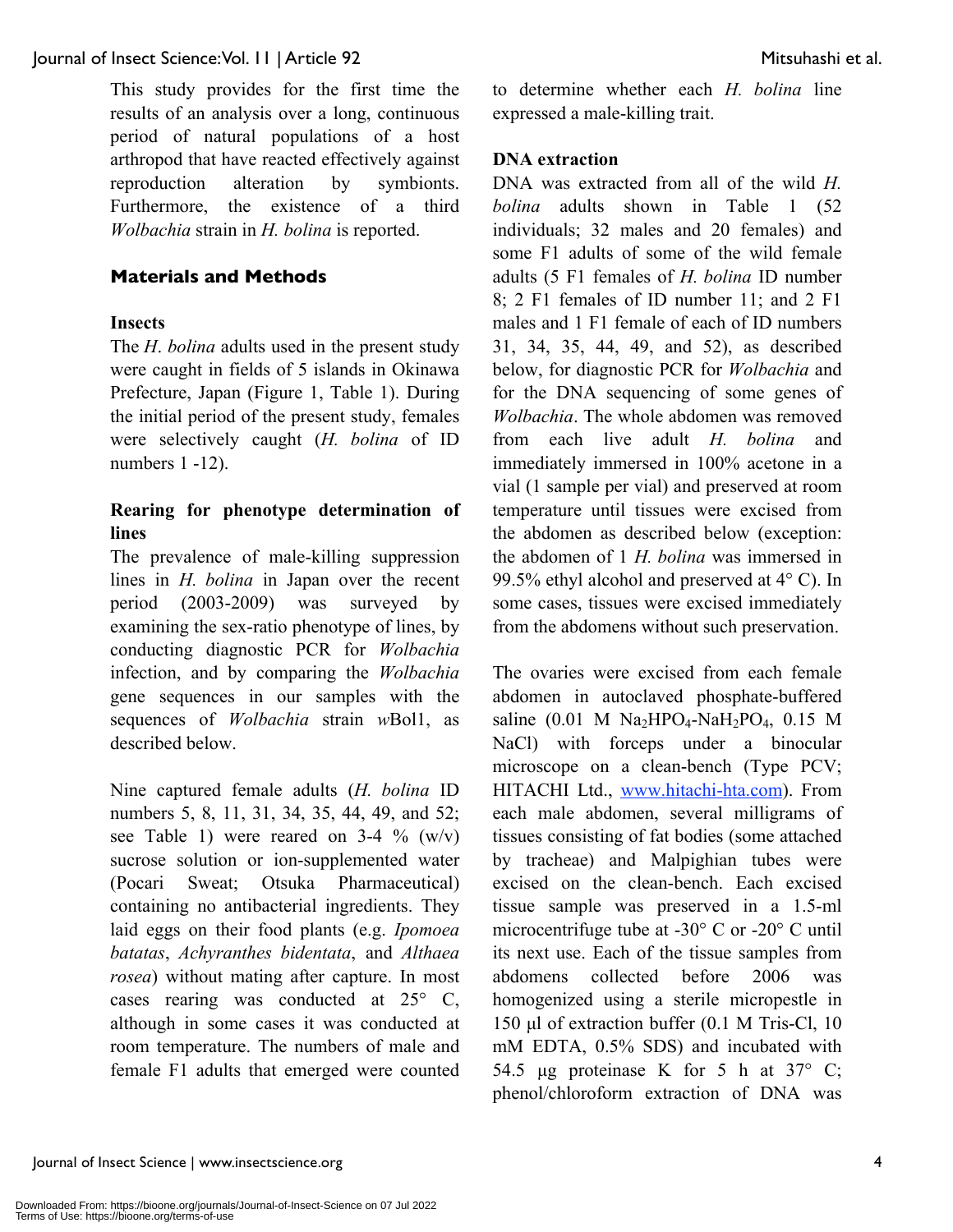This study provides for the first time the results of an analysis over a long, continuous period of natural populations of a host arthropod that have reacted effectively against reproduction alteration by symbionts. Furthermore, the existence of a third *Wolbachia* strain in *H. bolina* is reported.

## Materials and Methods

### Insects

The *H*. *bolina* adults used in the present study were caught in fields of 5 islands in Okinawa Prefecture, Japan (Figure 1, Table 1). During the initial period of the present study, females were selectively caught (*H. bolina* of ID numbers 1 -12).

### Rearing for phenotype determination of lines

The prevalence of male-killing suppression lines in *H. bolina* in Japan over the recent period (2003-2009) was surveyed by examining the sex-ratio phenotype of lines, by conducting diagnostic PCR for *Wolbachia* infection, and by comparing the *Wolbachia* gene sequences in our samples with the sequences of *Wolbachia* strain *w*Bol1, as described below.

Nine captured female adults (*H. bolina* ID numbers 5, 8, 11, 31, 34, 35, 44, 49, and 52; see Table 1) were reared on 3-4 % (w/v) sucrose solution or ion-supplemented water (Pocari Sweat; Otsuka Pharmaceutical) containing no antibacterial ingredients. They laid eggs on their food plants (e.g. *Ipomoea batatas*, *Achyranthes bidentata*, and *Althaea rosea*) without mating after capture. In most cases rearing was conducted at 25° C, although in some cases it was conducted at room temperature. The numbers of male and female F1 adults that emerged were counted to determine whether each *H. bolina* line expressed a male-killing trait.

### DNA extraction

DNA was extracted from all of the wild *H. bolina* adults shown in Table 1 (52 individuals; 32 males and 20 females) and some F1 adults of some of the wild female adults (5 F1 females of *H. bolina* ID number 8; 2 F1 females of ID number 11; and 2 F1 males and 1 F1 female of each of ID numbers 31, 34, 35, 44, 49, and 52), as described below, for diagnostic PCR for *Wolbachia* and for the DNA sequencing of some genes of *Wolbachia*. The whole abdomen was removed from each live adult *H. bolina* and immediately immersed in 100% acetone in a vial (1 sample per vial) and preserved at room temperature until tissues were excised from the abdomen as described below (exception: the abdomen of 1 *H. bolina* was immersed in 99.5% ethyl alcohol and preserved at 4° C). In some cases, tissues were excised immediately from the abdomens without such preservation.

The ovaries were excised from each female abdomen in autoclaved phosphate-buffered saline (0.01 M $Na_2HPO_4$-$NaH_2PO_4$, 0.15 M NaCl) with forceps under a binocular microscope on a clean-bench (Type PCV; HITACHI Ltd., www.hitachi-hta.com). From each male abdomen, several milligrams of tissues consisting of fat bodies (some attached by tracheae) and Malpighian tubes were excised on the clean-bench. Each excised tissue sample was preserved in a 1.5-ml microcentrifuge tube at -30° C or -20° C until its next use. Each of the tissue samples from abdomens collected before 2006 was homogenized using a sterile micropestle in 150 µl of extraction buffer (0.1 M Tris-Cl, 10 mM EDTA, 0.5% SDS) and incubated with 54.5 µg proteinase K for 5 h at 37° C; phenol/chloroform extraction of DNA was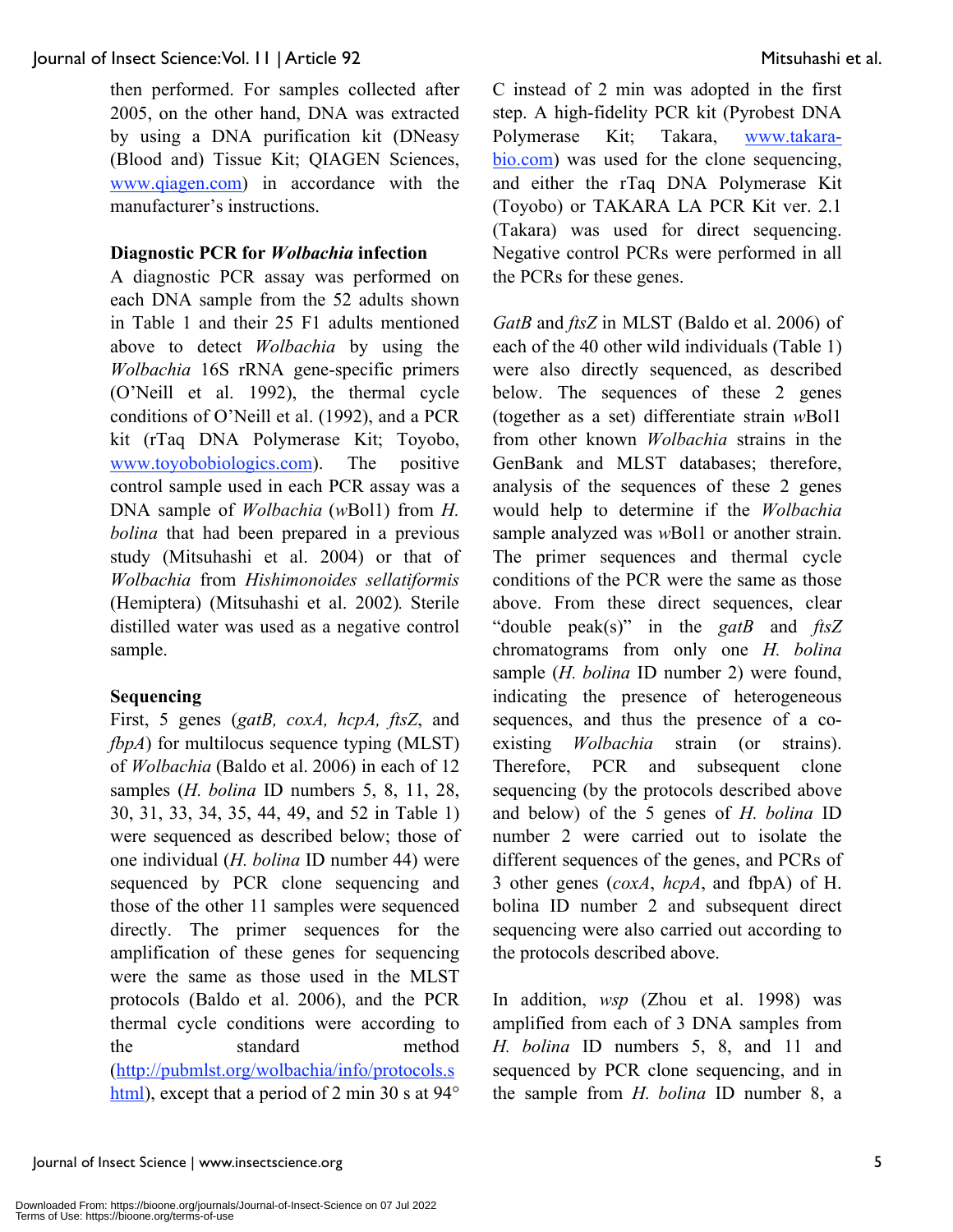then performed. For samples collected after 2005, on the other hand, DNA was extracted by using a DNA purification kit (DNeasy (Blood and) Tissue Kit; QIAGEN Sciences, www.qiagen.com) in accordance with the manufacturer's instructions.

**Diagnostic PCR for *Wolbachia* infection**

A diagnostic PCR assay was performed on each DNA sample from the 52 adults shown in Table 1 and their 25 F1 adults mentioned above to detect *Wolbachia* by using the *Wolbachia* 16S rRNA gene-specific primers (O'Neill et al. 1992), the thermal cycle conditions of O'Neill et al. (1992), and a PCR kit (rTaq DNA Polymerase Kit; Toyobo, www.toyobobiologics.com). The positive control sample used in each PCR assay was a DNA sample of *Wolbachia* (*w*Bol1) from *H. bolina* that had been prepared in a previous study (Mitsuhashi et al. 2004) or that of *Wolbachia* from *Hishimonoides sellatiformis* (Hemiptera) (Mitsuhashi et al. 2002)*.* Sterile distilled water was used as a negative control sample.

**Sequencing**

First, 5 genes (*gatB, coxA, hcpA, ftsZ*, and *fbpA*) for multilocus sequence typing (MLST) of *Wolbachia* (Baldo et al. 2006) in each of 12 samples (*H. bolina* ID numbers 5, 8, 11, 28, 30, 31, 33, 34, 35, 44, 49, and 52 in Table 1) were sequenced as described below; those of one individual (*H. bolina* ID number 44) were sequenced by PCR clone sequencing and those of the other 11 samples were sequenced directly. The primer sequences for the amplification of these genes for sequencing were the same as those used in the MLST protocols (Baldo et al. 2006), and the PCR thermal cycle conditions were according to the standard method (http://pubmlst.org/wolbachia/info/protocols.shtml), except that a period of 2 min 30 s at 94° C instead of 2 min was adopted in the first step. A high-fidelity PCR kit (Pyrobest DNA Polymerase Kit; Takara, www.takara-bio.com) was used for the clone sequencing, and either the rTaq DNA Polymerase Kit (Toyobo) or TAKARA LA PCR Kit ver. 2.1 (Takara) was used for direct sequencing. Negative control PCRs were performed in all the PCRs for these genes.

*GatB* and *ftsZ* in MLST (Baldo et al. 2006) of each of the 40 other wild individuals (Table 1) were also directly sequenced, as described below. The sequences of these 2 genes (together as a set) differentiate strain *w*Bol1 from other known *Wolbachia* strains in the GenBank and MLST databases; therefore, analysis of the sequences of these 2 genes would help to determine if the *Wolbachia* sample analyzed was *w*Bol1 or another strain. The primer sequences and thermal cycle conditions of the PCR were the same as those above. From these direct sequences, clear "double peak(s)" in the *gatB* and *ftsZ* chromatograms from only one *H. bolina* sample (*H. bolina* ID number 2) were found, indicating the presence of heterogeneous sequences, and thus the presence of a co-existing *Wolbachia* strain (or strains). Therefore, PCR and subsequent clone sequencing (by the protocols described above and below) of the 5 genes of *H. bolina* ID number 2 were carried out to isolate the different sequences of the genes, and PCRs of 3 other genes (*coxA*, *hcpA*, and fbpA) of H. bolina ID number 2 and subsequent direct sequencing were also carried out according to the protocols described above.

In addition, *wsp* (Zhou et al. 1998) was amplified from each of 3 DNA samples from *H. bolina* ID numbers 5, 8, and 11 and sequenced by PCR clone sequencing, and in the sample from *H. bolina* ID number 8, a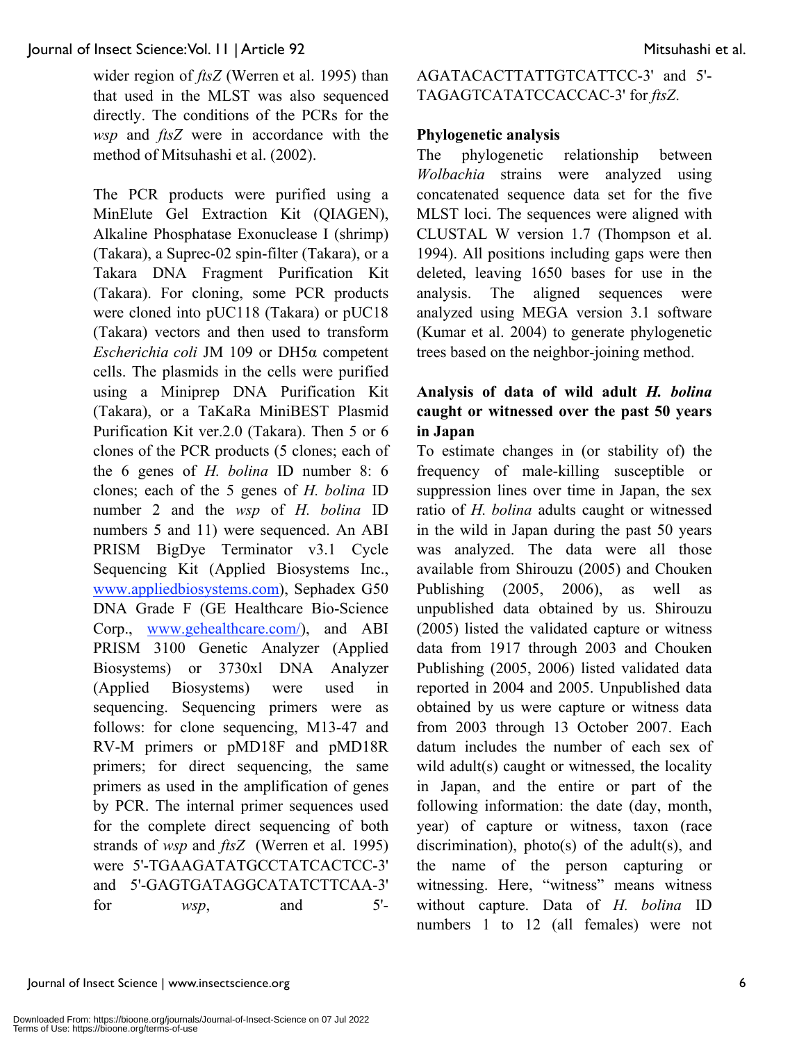wider region of *ftsZ* (Werren et al. 1995) than that used in the MLST was also sequenced directly. The conditions of the PCRs for the *wsp* and *ftsZ* were in accordance with the method of Mitsuhashi et al. (2002).

The PCR products were purified using a MinElute Gel Extraction Kit (QIAGEN), Alkaline Phosphatase Exonuclease I (shrimp) (Takara), a Suprec-02 spin-filter (Takara), or a Takara DNA Fragment Purification Kit (Takara). For cloning, some PCR products were cloned into pUC118 (Takara) or pUC18 (Takara) vectors and then used to transform *Escherichia coli* JM 109 or DH5α competent cells. The plasmids in the cells were purified using a Miniprep DNA Purification Kit (Takara), or a TaKaRa MiniBEST Plasmid Purification Kit ver.2.0 (Takara). Then 5 or 6 clones of the PCR products (5 clones; each of the 6 genes of *H. bolina* ID number 8: 6 clones; each of the 5 genes of *H. bolina* ID number 2 and the *wsp* of *H. bolina* ID numbers 5 and 11) were sequenced. An ABI PRISM BigDye Terminator v3.1 Cycle Sequencing Kit (Applied Biosystems Inc., www.appliedbiosystems.com), Sephadex G50 DNA Grade F (GE Healthcare Bio-Science Corp., www.gehealthcare.com/), and ABI PRISM 3100 Genetic Analyzer (Applied Biosystems) or 3730xl DNA Analyzer (Applied Biosystems) were used in sequencing. Sequencing primers were as follows: for clone sequencing, M13-47 and RV-M primers or pMD18F and pMD18R primers; for direct sequencing, the same primers as used in the amplification of genes by PCR. The internal primer sequences used for the complete direct sequencing of both strands of *wsp* and *ftsZ* (Werren et al. 1995) were 5'-TGAAGATATGCCTATCACTCC-3' and 5'-GAGTGATAGGCATATCTTCAA-3' for *wsp*, and 5'-AGATACACTTATTGTCATTCC-3' and 5'-TAGAGTCATATCCACCAC-3' for *ftsZ*.

**Phylogenetic analysis**

The phylogenetic relationship between *Wolbachia* strains were analyzed using concatenated sequence data set for the five MLST loci. The sequences were aligned with CLUSTAL W version 1.7 (Thompson et al. 1994). All positions including gaps were then deleted, leaving 1650 bases for use in the analysis. The aligned sequences were analyzed using MEGA version 3.1 software (Kumar et al. 2004) to generate phylogenetic trees based on the neighbor-joining method.

**Analysis of data of wild adult *H. bolina* caught or witnessed over the past 50 years in Japan**

To estimate changes in (or stability of) the frequency of male-killing susceptible or suppression lines over time in Japan, the sex ratio of *H. bolina* adults caught or witnessed in the wild in Japan during the past 50 years was analyzed. The data were all those available from Shirouzu (2005) and Chouken Publishing (2005, 2006), as well as unpublished data obtained by us. Shirouzu (2005) listed the validated capture or witness data from 1917 through 2003 and Chouken Publishing (2005, 2006) listed validated data reported in 2004 and 2005. Unpublished data obtained by us were capture or witness data from 2003 through 13 October 2007. Each datum includes the number of each sex of wild adult(s) caught or witnessed, the locality in Japan, and the entire or part of the following information: the date (day, month, year) of capture or witness, taxon (race discrimination), photo(s) of the adult(s), and the name of the person capturing or witnessing. Here, "witness" means witness without capture. Data of *H. bolina* ID numbers 1 to 12 (all females) were not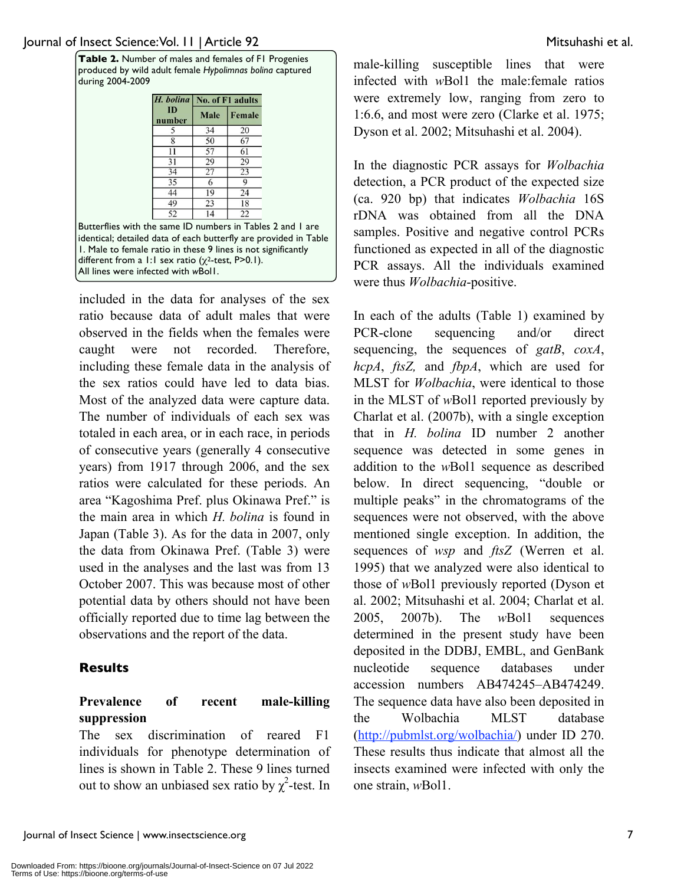**Table 2.** Number of males and females of F1 Progenies produced by wild adult female *Hypolimnas bolina* captured during 2004-2009

| *H. bolina* ID number | No. of F1 adults | |
|---|---|---|
| | Male | Female |
| 5 | 34 | 20 |
| 8 | 50 | 67 |
| 11 | 57 | 61 |
| 31 | 29 | 29 |
| 34 | 27 | 23 |
| 35 | 6 | 9 |
| 44 | 19 | 24 |
| 49 | 23 | 18 |
| 52 | 14 | 22 |

Butterflies with the same ID numbers in Tables 2 and 1 are identical; detailed data of each butterfly are provided in Table 1. Male to female ratio in these 9 lines is not significantly different from a 1:1 sex ratio ($\chi^2$-test, P>0.1).
All lines were infected with *w*Bol1.

included in the data for analyses of the sex ratio because data of adult males that were observed in the fields when the females were caught were not recorded. Therefore, including these female data in the analysis of the sex ratios could have led to data bias. Most of the analyzed data were capture data. The number of individuals of each sex was totaled in each area, or in each race, in periods of consecutive years (generally 4 consecutive years) from 1917 through 2006, and the sex ratios were calculated for these periods. An area "Kagoshima Pref. plus Okinawa Pref." is the main area in which *H. bolina* is found in Japan (Table 3). As for the data in 2007, only the data from Okinawa Pref. (Table 3) were used in the analyses and the last was from 13 October 2007. This was because most of other potential data by others should not have been officially reported due to time lag between the observations and the report of the data.

## Results

### Prevalence of recent male-killing suppression

The sex discrimination of reared F1 individuals for phenotype determination of lines is shown in Table 2. These 9 lines turned out to show an unbiased sex ratio by $\chi^2$-test. In male-killing susceptible lines that were infected with *w*Bol1 the male:female ratios were extremely low, ranging from zero to 1:6.6, and most were zero (Clarke et al. 1975; Dyson et al. 2002; Mitsuhashi et al. 2004).

In the diagnostic PCR assays for *Wolbachia* detection, a PCR product of the expected size (ca. 920 bp) that indicates *Wolbachia* 16S rDNA was obtained from all the DNA samples. Positive and negative control PCRs functioned as expected in all of the diagnostic PCR assays. All the individuals examined were thus *Wolbachia*-positive.

In each of the adults (Table 1) examined by PCR-clone sequencing and/or direct sequencing, the sequences of *gatB*, *coxA*, *hcpA*, *ftsZ,* and *fbpA*, which are used for MLST for *Wolbachia*, were identical to those in the MLST of *w*Bol1 reported previously by Charlat et al. (2007b), with a single exception that in *H. bolina* ID number 2 another sequence was detected in some genes in addition to the *w*Bol1 sequence as described below. In direct sequencing, "double or multiple peaks" in the chromatograms of the sequences were not observed, with the above mentioned single exception. In addition, the sequences of *wsp* and *ftsZ* (Werren et al. 1995) that we analyzed were also identical to those of *w*Bol1 previously reported (Dyson et al. 2002; Mitsuhashi et al. 2004; Charlat et al. 2005, 2007b). The *w*Bol1 sequences determined in the present study have been deposited in the DDBJ, EMBL, and GenBank nucleotide sequence databases under accession numbers AB474245–AB474249. The sequence data have also been deposited in the Wolbachia MLST database (http://pubmlst.org/wolbachia/) under ID 270. These results thus indicate that almost all the insects examined were infected with only the one strain, *w*Bol1.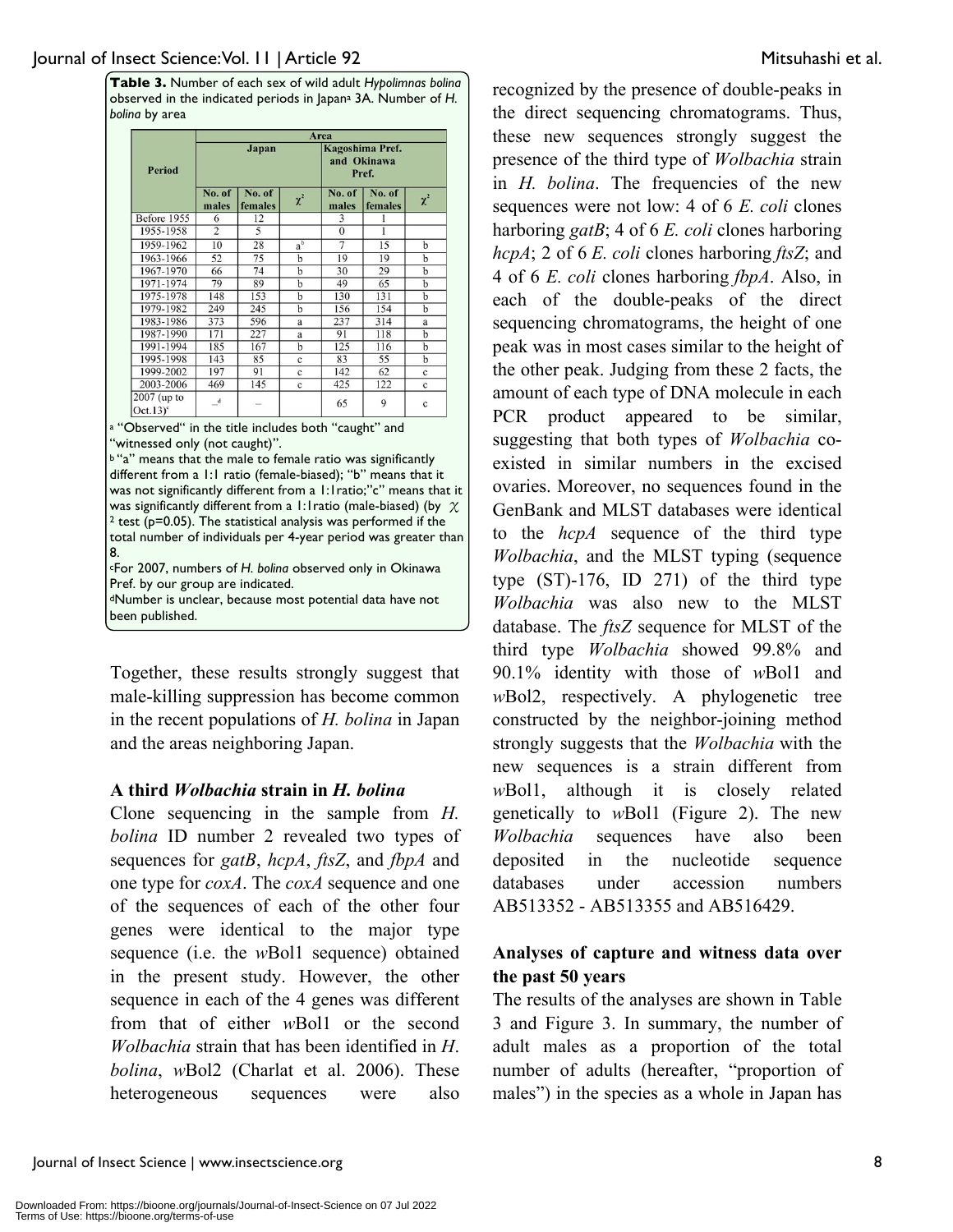**Table 3.** Number of each sex of wild adult *Hypolimnas bolina* observed in the indicated periods in Japan[a] 3A. Number of *H. bolina* by area

| Period | Area | | | | | |
|---|---|---|---|---|---|---|
| | Japan | | | Kagoshima Pref. and Okinawa Pref. | | |
| | No. of males | No. of females | $\chi^2$ | No. of males | No. of females | $\chi^2$ |
| Before 1955 | 6 | 12 | | 3 | 1 | |
| 1955-1958 | 2 | 5 | | 0 | 1 | |
| 1959-1962 | 10 | 28 | a[b] | 7 | 15 | b |
| 1963-1966 | 52 | 75 | b | 19 | 19 | b |
| 1967-1970 | 66 | 74 | b | 30 | 29 | b |
| 1971-1974 | 79 | 89 | b | 49 | 65 | b |
| 1975-1978 | 148 | 153 | b | 130 | 131 | b |
| 1979-1982 | 249 | 245 | b | 156 | 154 | b |
| 1983-1986 | 373 | 596 | a | 237 | 314 | a |
| 1987-1990 | 171 | 227 | a | 91 | 118 | b |
| 1991-1994 | 185 | 167 | b | 125 | 116 | b |
| 1995-1998 | 143 | 85 | c | 83 | 55 | b |
| 1999-2002 | 197 | 91 | c | 142 | 62 | c |
| 2003-2006 | 469 | 145 | c | 425 | 122 | c |
| 2007 (up to Oct.13)[c] | –[d] | – | | 65 | 9 | c |

[a] "Observed" in the title includes both "caught" and "witnessed only (not caught)".
[b] "a" means that the male to female ratio was significantly different from a 1:1 ratio (female-biased); "b" means that it was not significantly different from a 1:1ratio;"c" means that it was significantly different from a 1:1ratio (male-biased) (by $\chi^2$ test (p=0.05). The statistical analysis was performed if the total number of individuals per 4-year period was greater than 8.
[c] For 2007, numbers of *H. bolina* observed only in Okinawa Pref. by our group are indicated.
[d] Number is unclear, because most potential data have not been published.

Together, these results strongly suggest that male-killing suppression has become common in the recent populations of *H. bolina* in Japan and the areas neighboring Japan.

### A third *Wolbachia* strain in *H. bolina*

Clone sequencing in the sample from *H. bolina* ID number 2 revealed two types of sequences for *gatB*, *hcpA*, *ftsZ*, and *fbpA* and one type for *coxA*. The *coxA* sequence and one of the sequences of each of the other four genes were identical to the major type sequence (i.e. the *w*Bol1 sequence) obtained in the present study. However, the other sequence in each of the 4 genes was different from that of either *w*Bol1 or the second *Wolbachia* strain that has been identified in *H. bolina*, *w*Bol2 (Charlat et al. 2006). These heterogeneous sequences were also recognized by the presence of double-peaks in the direct sequencing chromatograms. Thus, these new sequences strongly suggest the presence of the third type of *Wolbachia* strain in *H. bolina*. The frequencies of the new sequences were not low: 4 of 6 *E. coli* clones harboring *gatB*; 4 of 6 *E. coli* clones harboring *hcpA*; 2 of 6 *E. coli* clones harboring *ftsZ*; and 4 of 6 *E. coli* clones harboring *fbpA*. Also, in each of the double-peaks of the direct sequencing chromatograms, the height of one peak was in most cases similar to the height of the other peak. Judging from these 2 facts, the amount of each type of DNA molecule in each PCR product appeared to be similar, suggesting that both types of *Wolbachia* co-existed in similar numbers in the excised ovaries. Moreover, no sequences found in the GenBank and MLST databases were identical to the *hcpA* sequence of the third type *Wolbachia*, and the MLST typing (sequence type (ST)-176, ID 271) of the third type *Wolbachia* was also new to the MLST database. The *ftsZ* sequence for MLST of the third type *Wolbachia* showed 99.8% and 90.1% identity with those of *w*Bol1 and *w*Bol2, respectively. A phylogenetic tree constructed by the neighbor-joining method strongly suggests that the *Wolbachia* with the new sequences is a strain different from *w*Bol1, although it is closely related genetically to *w*Bol1 (Figure 2). The new *Wolbachia* sequences have also been deposited in the nucleotide sequence databases under accession numbers AB513352 - AB513355 and AB516429.

### Analyses of capture and witness data over the past 50 years

The results of the analyses are shown in Table 3 and Figure 3. In summary, the number of adult males as a proportion of the total number of adults (hereafter, "proportion of males") in the species as a whole in Japan has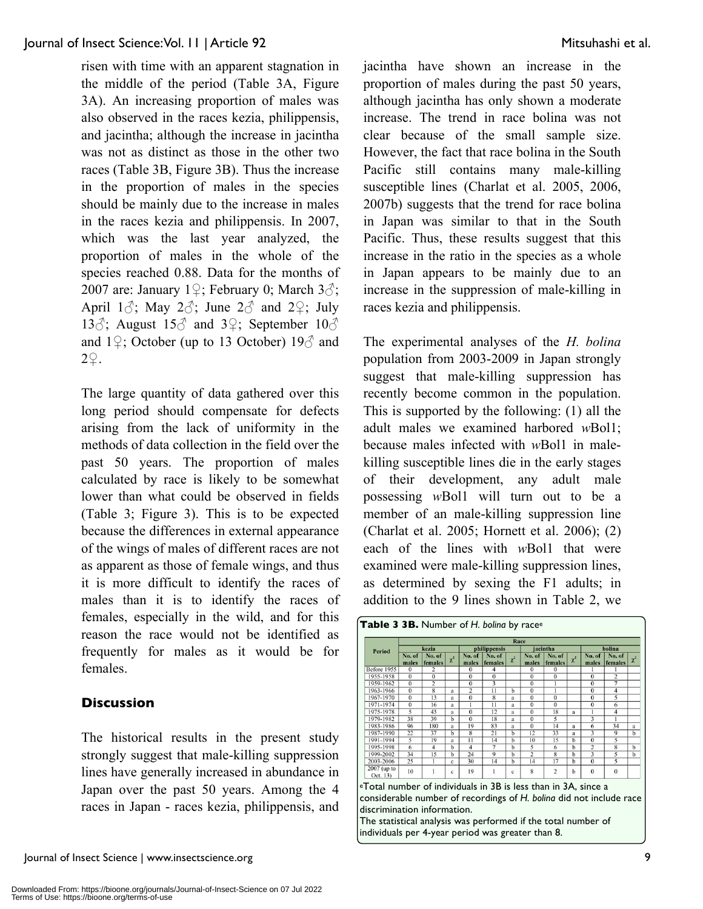risen with time with an apparent stagnation in the middle of the period (Table 3A, Figure 3A). An increasing proportion of males was also observed in the races kezia, philippensis, and jacintha; although the increase in jacintha was not as distinct as those in the other two races (Table 3B, Figure 3B). Thus the increase in the proportion of males in the species should be mainly due to the increase in males in the races kezia and philippensis. In 2007, which was the last year analyzed, the proportion of males in the whole of the species reached 0.88. Data for the months of 2007 are: January 1♀; February 0; March 3♂; April 1♂; May 2♂; June 2♂ and 2♀; July 13♂; August 15♂ and 3♀; September 10♂ and 1♀; October (up to 13 October) 19♂ and 2♀.

The large quantity of data gathered over this long period should compensate for defects arising from the lack of uniformity in the methods of data collection in the field over the past 50 years. The proportion of males calculated by race is likely to be somewhat lower than what could be observed in fields (Table 3; Figure 3). This is to be expected because the differences in external appearance of the wings of males of different races are not as apparent as those of female wings, and thus it is more difficult to identify the races of males than it is to identify the races of females, especially in the wild, and for this reason the race would not be identified as frequently for males as it would be for females.

## Discussion

The historical results in the present study strongly suggest that male-killing suppression lines have generally increased in abundance in Japan over the past 50 years. Among the 4 races in Japan - races kezia, philippensis, and jacintha have shown an increase in the proportion of males during the past 50 years, although jacintha has only shown a moderate increase. The trend in race bolina was not clear because of the small sample size. However, the fact that race bolina in the South Pacific still contains many male-killing susceptible lines (Charlat et al. 2005, 2006, 2007b) suggests that the trend for race bolina in Japan was similar to that in the South Pacific. Thus, these results suggest that this increase in the ratio in the species as a whole in Japan appears to be mainly due to an increase in the suppression of male-killing in races kezia and philippensis.

The experimental analyses of the *H. bolina* population from 2003-2009 in Japan strongly suggest that male-killing suppression has recently become common in the population. This is supported by the following: (1) all the adult males we examined harbored *w*Bol1; because males infected with *w*Bol1 in male-killing susceptible lines die in the early stages of their development, any adult male possessing *w*Bol1 will turn out to be a member of an male-killing suppression line (Charlat et al. 2005; Hornett et al. 2006); (2) each of the lines with *w*Bol1 that were examined were male-killing suppression lines, as determined by sexing the F1 adults; in addition to the 9 lines shown in Table 2, we

**Table 3 3B.** Number of *H. bolina* by race[e]

| Period | kezia | | | philippensis | | | jacintha | | | bolina | | |
|---|---|---|---|---|---|---|---|---|---|---|---|---|
| | No. of males | No. of females | $\chi^2$ | No. of males | No. of females | $\chi^2$ | No. of males | No. of females | $\chi^2$ | No. of males | No. of females | $\chi^2$ |
| Before 1955 | 0 | 2 | | 0 | 4 | | 0 | 0 | | 1 | 1 | |
| 1955-1958 | 0 | 0 | | 0 | 0 | | 0 | 0 | | 0 | 2 | |
| 1959-1962 | 0 | 2 | | 0 | 3 | | 0 | 1 | | 0 | 7 | |
| 1963-1966 | 0 | 8 | a | 2 | 11 | b | 0 | 1 | | 0 | 4 | |
| 1967-1970 | 0 | 13 | a | 0 | 8 | a | 0 | 0 | | 0 | 5 | |
| 1971-1974 | 0 | 16 | a | 1 | 11 | a | 0 | 0 | | 0 | 6 | |
| 1975-1978 | 5 | 43 | a | 0 | 12 | a | 0 | 18 | a | 1 | 4 | |
| 1979-1982 | 38 | 39 | b | 0 | 18 | a | 0 | 5 | | 3 | 1 | |
| 1983-1986 | 96 | 180 | a | 19 | 83 | a | 0 | 14 | a | 6 | 34 | a |
| 1987-1990 | 22 | 37 | b | 8 | 21 | b | 12 | 33 | a | 3 | 9 | b |
| 1991-1994 | 5 | 19 | a | 11 | 14 | b | 10 | 15 | b | 0 | 5 | |
| 1995-1998 | 6 | 4 | b | 4 | 7 | b | 5 | 6 | b | 2 | 8 | b |
| 1999-2002 | 34 | 15 | b | 24 | 9 | b | 2 | 8 | b | 3 | 5 | b |
| 2003-2006 | 25 | 1 | c | 30 | 14 | b | 14 | 17 | b | 0 | 5 | |
| 2007 (up to Oct. 13) | 10 | 1 | c | 19 | 1 | c | 8 | 2 | b | 0 | 0 | |

[e]Total number of individuals in 3B is less than in 3A, since a considerable number of recordings of *H. bolina* did not include race discrimination information.
The statistical analysis was performed if the total number of individuals per 4-year period was greater than 8.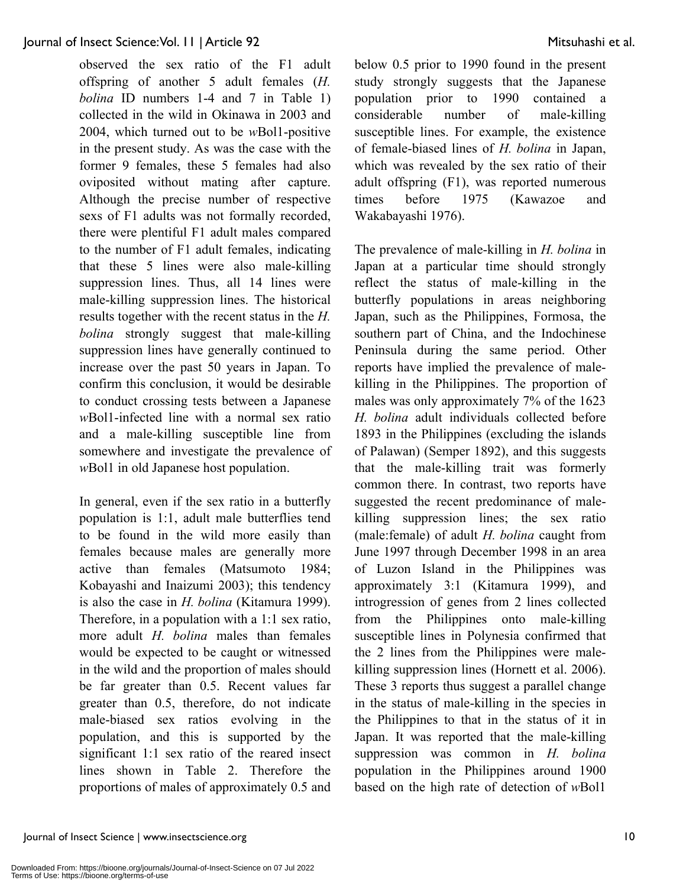observed the sex ratio of the F1 adult offspring of another 5 adult females (*H. bolina* ID numbers 1-4 and 7 in Table 1) collected in the wild in Okinawa in 2003 and 2004, which turned out to be *w*Bol1-positive in the present study. As was the case with the former 9 females, these 5 females had also oviposited without mating after capture. Although the precise number of respective sexs of F1 adults was not formally recorded, there were plentiful F1 adult males compared to the number of F1 adult females, indicating that these 5 lines were also male-killing suppression lines. Thus, all 14 lines were male-killing suppression lines. The historical results together with the recent status in the *H. bolina* strongly suggest that male-killing suppression lines have generally continued to increase over the past 50 years in Japan. To confirm this conclusion, it would be desirable to conduct crossing tests between a Japanese *w*Bol1-infected line with a normal sex ratio and a male-killing susceptible line from somewhere and investigate the prevalence of *w*Bol1 in old Japanese host population.

In general, even if the sex ratio in a butterfly population is 1:1, adult male butterflies tend to be found in the wild more easily than females because males are generally more active than females (Matsumoto 1984; Kobayashi and Inaizumi 2003); this tendency is also the case in *H. bolina* (Kitamura 1999). Therefore, in a population with a 1:1 sex ratio, more adult *H. bolina* males than females would be expected to be caught or witnessed in the wild and the proportion of males should be far greater than 0.5. Recent values far greater than 0.5, therefore, do not indicate male-biased sex ratios evolving in the population, and this is supported by the significant 1:1 sex ratio of the reared insect lines shown in Table 2. Therefore the proportions of males of approximately 0.5 and below 0.5 prior to 1990 found in the present study strongly suggests that the Japanese population prior to 1990 contained a considerable number of male-killing susceptible lines. For example, the existence of female-biased lines of *H. bolina* in Japan, which was revealed by the sex ratio of their adult offspring (F1), was reported numerous times before 1975 (Kawazoe and Wakabayashi 1976).

The prevalence of male-killing in *H. bolina* in Japan at a particular time should strongly reflect the status of male-killing in the butterfly populations in areas neighboring Japan, such as the Philippines, Formosa, the southern part of China, and the Indochinese Peninsula during the same period. Other reports have implied the prevalence of male-killing in the Philippines. The proportion of males was only approximately 7% of the 1623 *H. bolina* adult individuals collected before 1893 in the Philippines (excluding the islands of Palawan) (Semper 1892), and this suggests that the male-killing trait was formerly common there. In contrast, two reports have suggested the recent predominance of male-killing suppression lines; the sex ratio (male:female) of adult *H. bolina* caught from June 1997 through December 1998 in an area of Luzon Island in the Philippines was approximately 3:1 (Kitamura 1999), and introgression of genes from 2 lines collected from the Philippines onto male-killing susceptible lines in Polynesia confirmed that the 2 lines from the Philippines were male-killing suppression lines (Hornett et al. 2006). These 3 reports thus suggest a parallel change in the status of male-killing in the species in the Philippines to that in the status of it in Japan. It was reported that the male-killing suppression was common in *H. bolina* population in the Philippines around 1900 based on the high rate of detection of *w*Bol1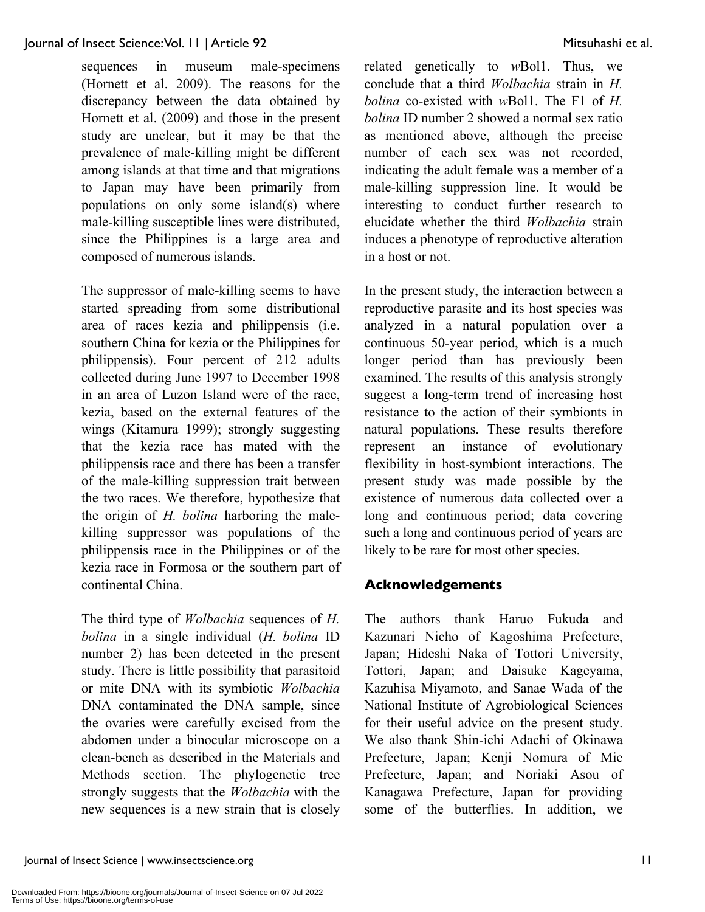sequences in museum male-specimens (Hornett et al. 2009). The reasons for the discrepancy between the data obtained by Hornett et al. (2009) and those in the present study are unclear, but it may be that the prevalence of male-killing might be different among islands at that time and that migrations to Japan may have been primarily from populations on only some island(s) where male-killing susceptible lines were distributed, since the Philippines is a large area and composed of numerous islands.

The suppressor of male-killing seems to have started spreading from some distributional area of races kezia and philippensis (i.e. southern China for kezia or the Philippines for philippensis). Four percent of 212 adults collected during June 1997 to December 1998 in an area of Luzon Island were of the race, kezia, based on the external features of the wings (Kitamura 1999); strongly suggesting that the kezia race has mated with the philippensis race and there has been a transfer of the male-killing suppression trait between the two races. We therefore, hypothesize that the origin of *H. bolina* harboring the male-killing suppressor was populations of the philippensis race in the Philippines or of the kezia race in Formosa or the southern part of continental China.

The third type of *Wolbachia* sequences of *H. bolina* in a single individual (*H. bolina* ID number 2) has been detected in the present study. There is little possibility that parasitoid or mite DNA with its symbiotic *Wolbachia* DNA contaminated the DNA sample, since the ovaries were carefully excised from the abdomen under a binocular microscope on a clean-bench as described in the Materials and Methods section. The phylogenetic tree strongly suggests that the *Wolbachia* with the new sequences is a new strain that is closely related genetically to *w*Bol1. Thus, we conclude that a third *Wolbachia* strain in *H. bolina* co-existed with *w*Bol1. The F1 of *H. bolina* ID number 2 showed a normal sex ratio as mentioned above, although the precise number of each sex was not recorded, indicating the adult female was a member of a male-killing suppression line. It would be interesting to conduct further research to elucidate whether the third *Wolbachia* strain induces a phenotype of reproductive alteration in a host or not.

In the present study, the interaction between a reproductive parasite and its host species was analyzed in a natural population over a continuous 50-year period, which is a much longer period than has previously been examined. The results of this analysis strongly suggest a long-term trend of increasing host resistance to the action of their symbionts in natural populations. These results therefore represent an instance of evolutionary flexibility in host-symbiont interactions. The present study was made possible by the existence of numerous data collected over a long and continuous period; data covering such a long and continuous period of years are likely to be rare for most other species.

## Acknowledgements

The authors thank Haruo Fukuda and Kazunari Nicho of Kagoshima Prefecture, Japan; Hideshi Naka of Tottori University, Tottori, Japan; and Daisuke Kageyama, Kazuhisa Miyamoto, and Sanae Wada of the National Institute of Agrobiological Sciences for their useful advice on the present study. We also thank Shin-ichi Adachi of Okinawa Prefecture, Japan; Kenji Nomura of Mie Prefecture, Japan; and Noriaki Asou of Kanagawa Prefecture, Japan for providing some of the butterflies. In addition, we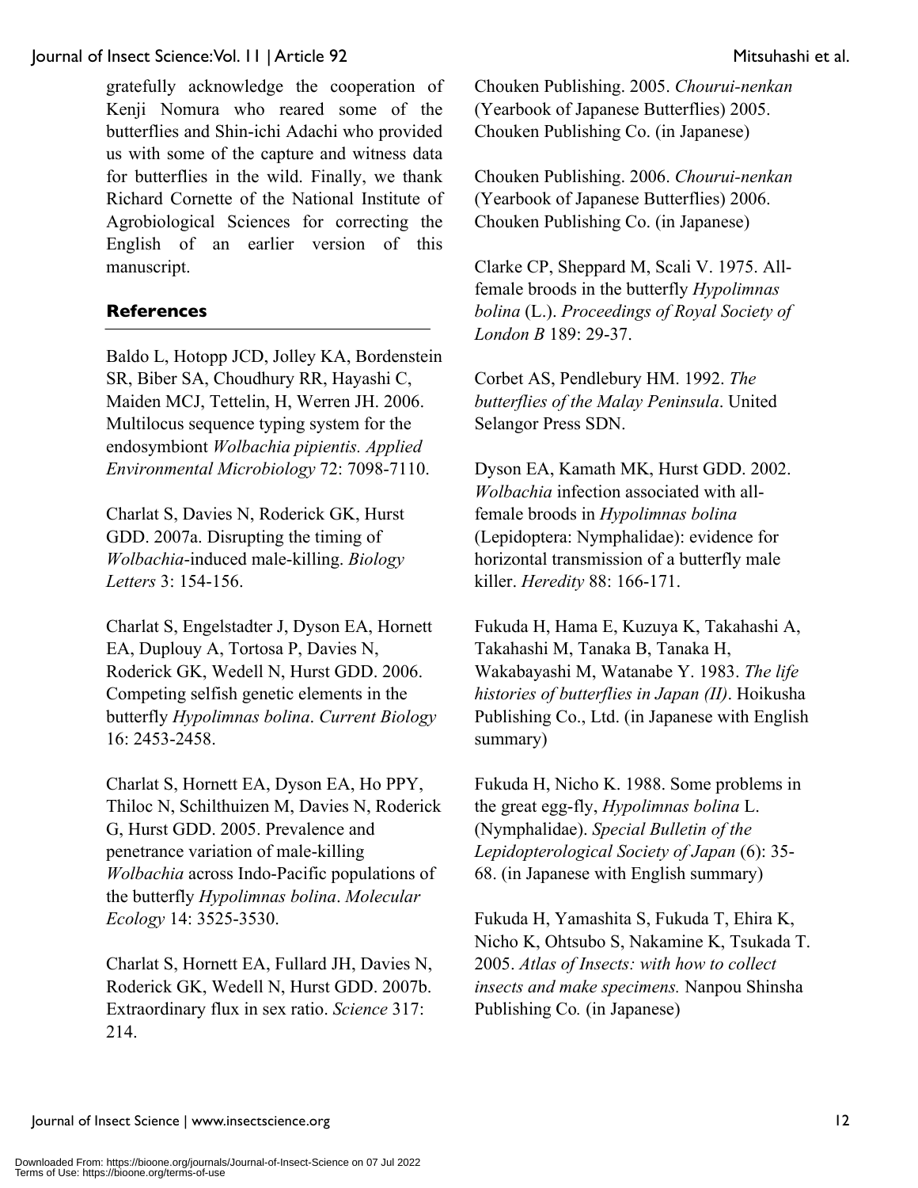gratefully acknowledge the cooperation of Kenji Nomura who reared some of the butterflies and Shin-ichi Adachi who provided us with some of the capture and witness data for butterflies in the wild. Finally, we thank Richard Cornette of the National Institute of Agrobiological Sciences for correcting the English of an earlier version of this manuscript.

## References

Baldo L, Hotopp JCD, Jolley KA, Bordenstein SR, Biber SA, Choudhury RR, Hayashi C, Maiden MCJ, Tettelin, H, Werren JH. 2006. Multilocus sequence typing system for the endosymbiont *Wolbachia pipientis. Applied Environmental Microbiology* 72: 7098-7110.

Charlat S, Davies N, Roderick GK, Hurst GDD. 2007a. Disrupting the timing of *Wolbachia*-induced male-killing. *Biology Letters* 3: 154-156.

Charlat S, Engelstadter J, Dyson EA, Hornett EA, Duplouy A, Tortosa P, Davies N, Roderick GK, Wedell N, Hurst GDD. 2006. Competing selfish genetic elements in the butterfly *Hypolimnas bolina*. *Current Biology* 16: 2453-2458.

Charlat S, Hornett EA, Dyson EA, Ho PPY, Thiloc N, Schilthuizen M, Davies N, Roderick G, Hurst GDD. 2005. Prevalence and penetrance variation of male-killing *Wolbachia* across Indo-Pacific populations of the butterfly *Hypolimnas bolina*. *Molecular Ecology* 14: 3525-3530.

Charlat S, Hornett EA, Fullard JH, Davies N, Roderick GK, Wedell N, Hurst GDD. 2007b. Extraordinary flux in sex ratio. *Science* 317: 214.

Chouken Publishing. 2005. *Chourui-nenkan* (Yearbook of Japanese Butterflies) 2005. Chouken Publishing Co. (in Japanese)

Chouken Publishing. 2006. *Chourui-nenkan* (Yearbook of Japanese Butterflies) 2006. Chouken Publishing Co. (in Japanese)

Clarke CP, Sheppard M, Scali V. 1975. All-female broods in the butterfly *Hypolimnas bolina* (L.). *Proceedings of Royal Society of London B* 189: 29-37.

Corbet AS, Pendlebury HM. 1992. *The butterflies of the Malay Peninsula*. United Selangor Press SDN.

Dyson EA, Kamath MK, Hurst GDD. 2002. *Wolbachia* infection associated with all-female broods in *Hypolimnas bolina* (Lepidoptera: Nymphalidae): evidence for horizontal transmission of a butterfly male killer. *Heredity* 88: 166-171.

Fukuda H, Hama E, Kuzuya K, Takahashi A, Takahashi M, Tanaka B, Tanaka H, Wakabayashi M, Watanabe Y. 1983. *The life histories of butterflies in Japan (II)*. Hoikusha Publishing Co., Ltd. (in Japanese with English summary)

Fukuda H, Nicho K. 1988. Some problems in the great egg-fly, *Hypolimnas bolina* L. (Nymphalidae). *Special Bulletin of the Lepidopterological Society of Japan* (6): 35-68. (in Japanese with English summary)

Fukuda H, Yamashita S, Fukuda T, Ehira K, Nicho K, Ohtsubo S, Nakamine K, Tsukada T. 2005. *Atlas of Insects: with how to collect insects and make specimens.* Nanpou Shinsha Publishing Co. (in Japanese)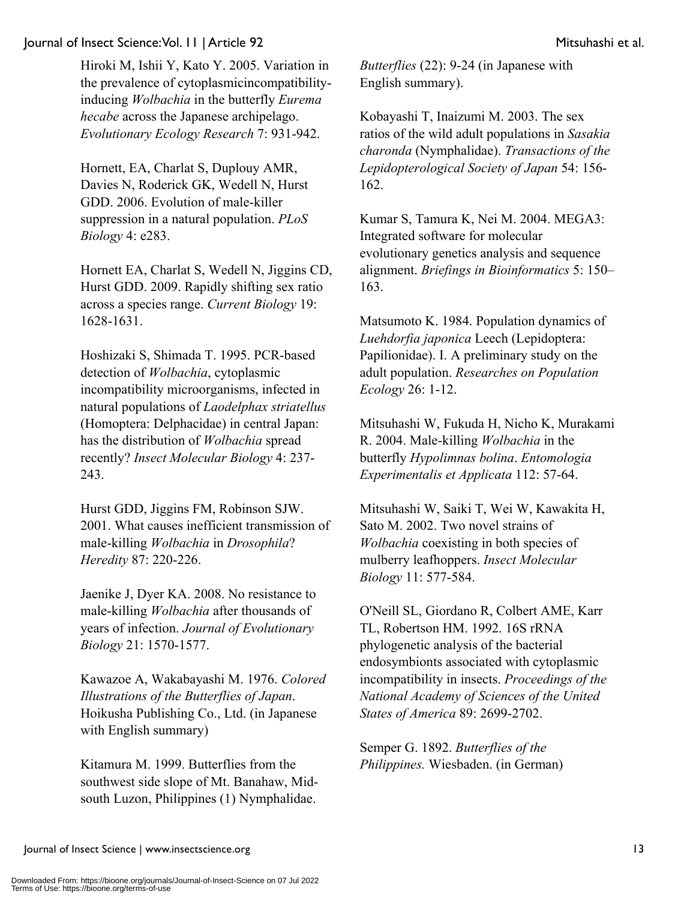Hiroki M, Ishii Y, Kato Y. 2005. Variation in the prevalence of cytoplasmicincompatibility-inducing *Wolbachia* in the butterfly *Eurema hecabe* across the Japanese archipelago. *Evolutionary Ecology Research* 7: 931-942.

Hornett, EA, Charlat S, Duplouy AMR, Davies N, Roderick GK, Wedell N, Hurst GDD. 2006. Evolution of male-killer suppression in a natural population. *PLoS Biology* 4: e283.

Hornett EA, Charlat S, Wedell N, Jiggins CD, Hurst GDD. 2009. Rapidly shifting sex ratio across a species range. *Current Biology* 19: 1628-1631.

Hoshizaki S, Shimada T. 1995. PCR-based detection of *Wolbachia*, cytoplasmic incompatibility microorganisms, infected in natural populations of *Laodelphax striatellus* (Homoptera: Delphacidae) in central Japan: has the distribution of *Wolbachia* spread recently? *Insect Molecular Biology* 4: 237-243.

Hurst GDD, Jiggins FM, Robinson SJW. 2001. What causes inefficient transmission of male-killing *Wolbachia* in *Drosophila*? *Heredity* 87: 220-226.

Jaenike J, Dyer KA. 2008. No resistance to male-killing *Wolbachia* after thousands of years of infection. *Journal of Evolutionary Biology* 21: 1570-1577.

Kawazoe A, Wakabayashi M. 1976. *Colored Illustrations of the Butterflies of Japan*. Hoikusha Publishing Co., Ltd. (in Japanese with English summary)

Kitamura M. 1999. Butterflies from the southwest side slope of Mt. Banahaw, Mid-south Luzon, Philippines (1) Nymphalidae. *Butterflies* (22): 9-24 (in Japanese with English summary).

Kobayashi T, Inaizumi M. 2003. The sex ratios of the wild adult populations in *Sasakia charonda* (Nymphalidae). *Transactions of the Lepidopterological Society of Japan* 54: 156-162.

Kumar S, Tamura K, Nei M. 2004. MEGA3: Integrated software for molecular evolutionary genetics analysis and sequence alignment. *Briefings in Bioinformatics* 5: 150–163.

Matsumoto K. 1984. Population dynamics of *Luehdorfia japonica* Leech (Lepidoptera: Papilionidae). I. A preliminary study on the adult population. *Researches on Population Ecology* 26: 1-12.

Mitsuhashi W, Fukuda H, Nicho K, Murakami R. 2004. Male-killing *Wolbachia* in the butterfly *Hypolimnas bolina*. *Entomologia Experimentalis et Applicata* 112: 57-64.

Mitsuhashi W, Saiki T, Wei W, Kawakita H, Sato M. 2002. Two novel strains of *Wolbachia* coexisting in both species of mulberry leafhoppers. *Insect Molecular Biology* 11: 577-584.

O'Neill SL, Giordano R, Colbert AME, Karr TL, Robertson HM. 1992. 16S rRNA phylogenetic analysis of the bacterial endosymbionts associated with cytoplasmic incompatibility in insects. *Proceedings of the National Academy of Sciences of the United States of America* 89: 2699-2702.

Semper G. 1892. *Butterflies of the Philippines.* Wiesbaden. (in German)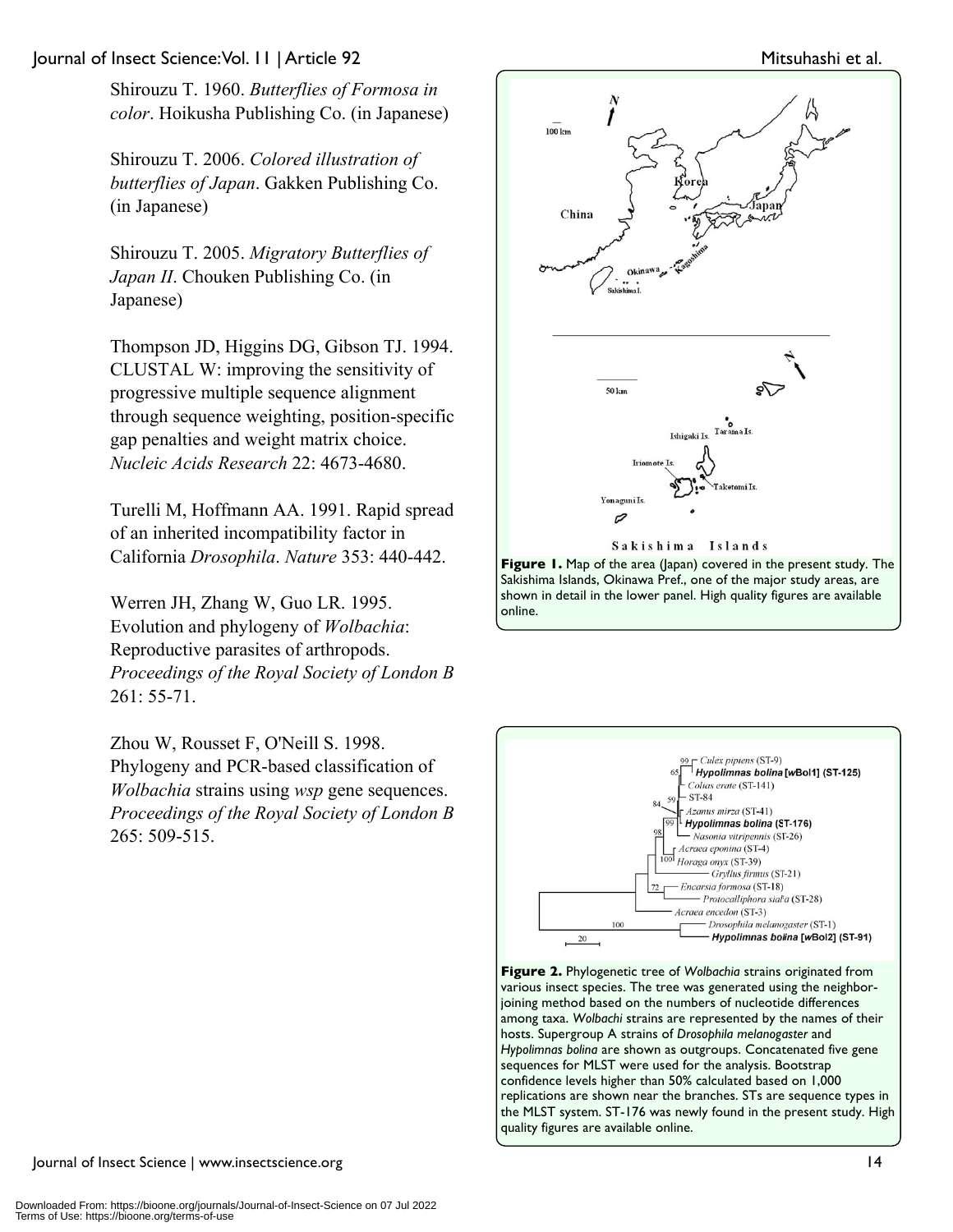Shirouzu T. 1960. *Butterflies of Formosa in color*. Hoikusha Publishing Co. (in Japanese)

Shirouzu T. 2006. *Colored illustration of butterflies of Japan*. Gakken Publishing Co. (in Japanese)

Shirouzu T. 2005. *Migratory Butterflies of Japan II*. Chouken Publishing Co. (in Japanese)

Thompson JD, Higgins DG, Gibson TJ. 1994. CLUSTAL W: improving the sensitivity of progressive multiple sequence alignment through sequence weighting, position-specific gap penalties and weight matrix choice. *Nucleic Acids Research* 22: 4673-4680.

Turelli M, Hoffmann AA. 1991. Rapid spread of an inherited incompatibility factor in California *Drosophila*. *Nature* 353: 440-442.

Werren JH, Zhang W, Guo LR. 1995. Evolution and phylogeny of *Wolbachia*: Reproductive parasites of arthropods. *Proceedings of the Royal Society of London B* 261: 55-71.

Zhou W, Rousset F, O'Neill S. 1998. Phylogeny and PCR-based classification of *Wolbachia* strains using *wsp* gene sequences. *Proceedings of the Royal Society of London B* 265: 509-515.

**Figure 1.** Map of the area (Japan) covered in the present study. The Sakishima Islands, Okinawa Pref., one of the major study areas, are shown in detail in the lower panel. High quality figures are available online.

**Figure 2.** Phylogenetic tree of *Wolbachia* strains originated from various insect species. The tree was generated using the neighbor-joining method based on the numbers of nucleotide differences among taxa. *Wolbachi* strains are represented by the names of their hosts. Supergroup A strains of *Drosophila melanogaster* and *Hypolimnas bolina* are shown as outgroups. Concatenated five gene sequences for MLST were used for the analysis. Bootstrap confidence levels higher than 50% calculated based on 1,000 replications are shown near the branches. STs are sequence types in the MLST system. ST-176 was newly found in the present study. High quality figures are available online.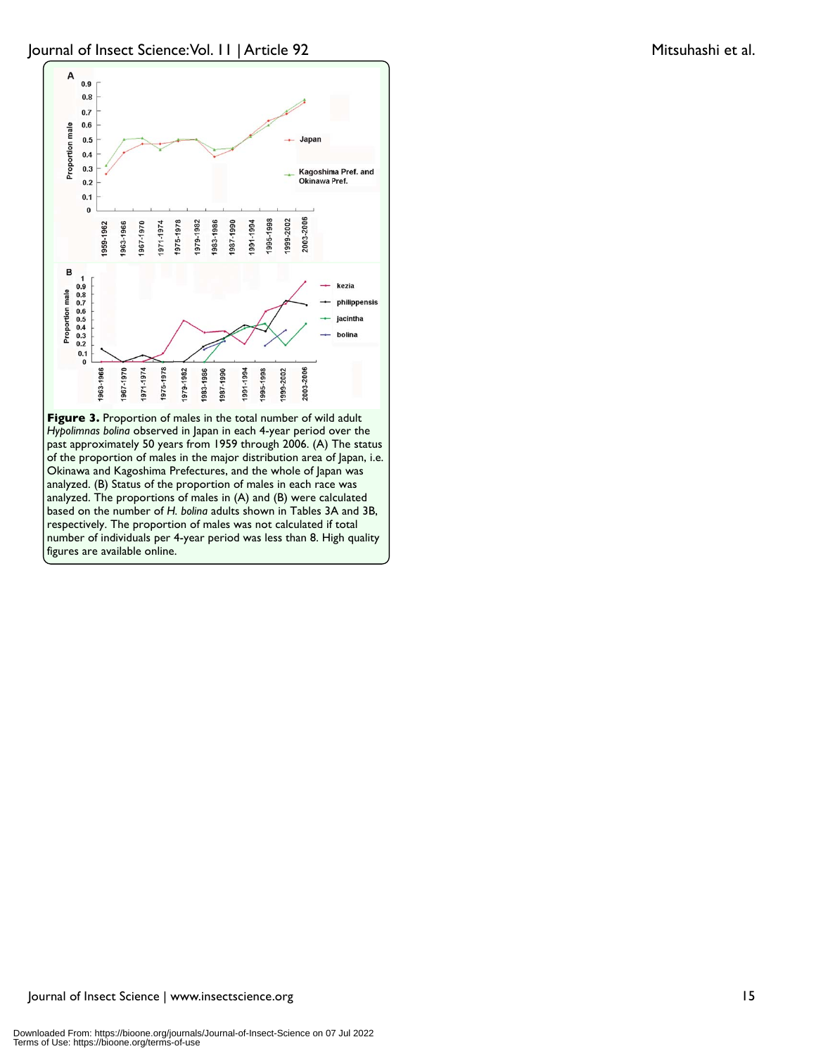A

0.9
0.8
0.7
0.6
0.5
0.4
0.3
0.2
0.1
0

Proportion male

1959-1962
1963-1966
1967-1970
1971-1974
1975-1978
1979-1982
1983-1986
1987-1990
1991-1994
1995-1998
1999-2002
2003-2006

Japan

Kagoshima Pref. and Okinawa Pref.

B

1
0.9
0.8
0.7
0.6
0.5
0.4
0.3
0.2
0.1
0

Proportion male

1963-1966
1967-1970
1971-1974
1975-1978
1979-1982
1983-1986
1987-1990
1991-1994
1995-1998
1999-2002
2003-2006

kezia

philippensis

jacintha

bolina

**Figure 3.** Proportion of males in the total number of wild adult *Hypolimnas bolina* observed in Japan in each 4-year period over the past approximately 50 years from 1959 through 2006. (A) The status of the proportion of males in the major distribution area of Japan, i.e. Okinawa and Kagoshima Prefectures, and the whole of Japan was analyzed. (B) Status of the proportion of males in each race was analyzed. The proportions of males in (A) and (B) were calculated based on the number of *H. bolina* adults shown in Tables 3A and 3B, respectively. The proportion of males was not calculated if total number of individuals per 4-year period was less than 8. High quality figures are available online.